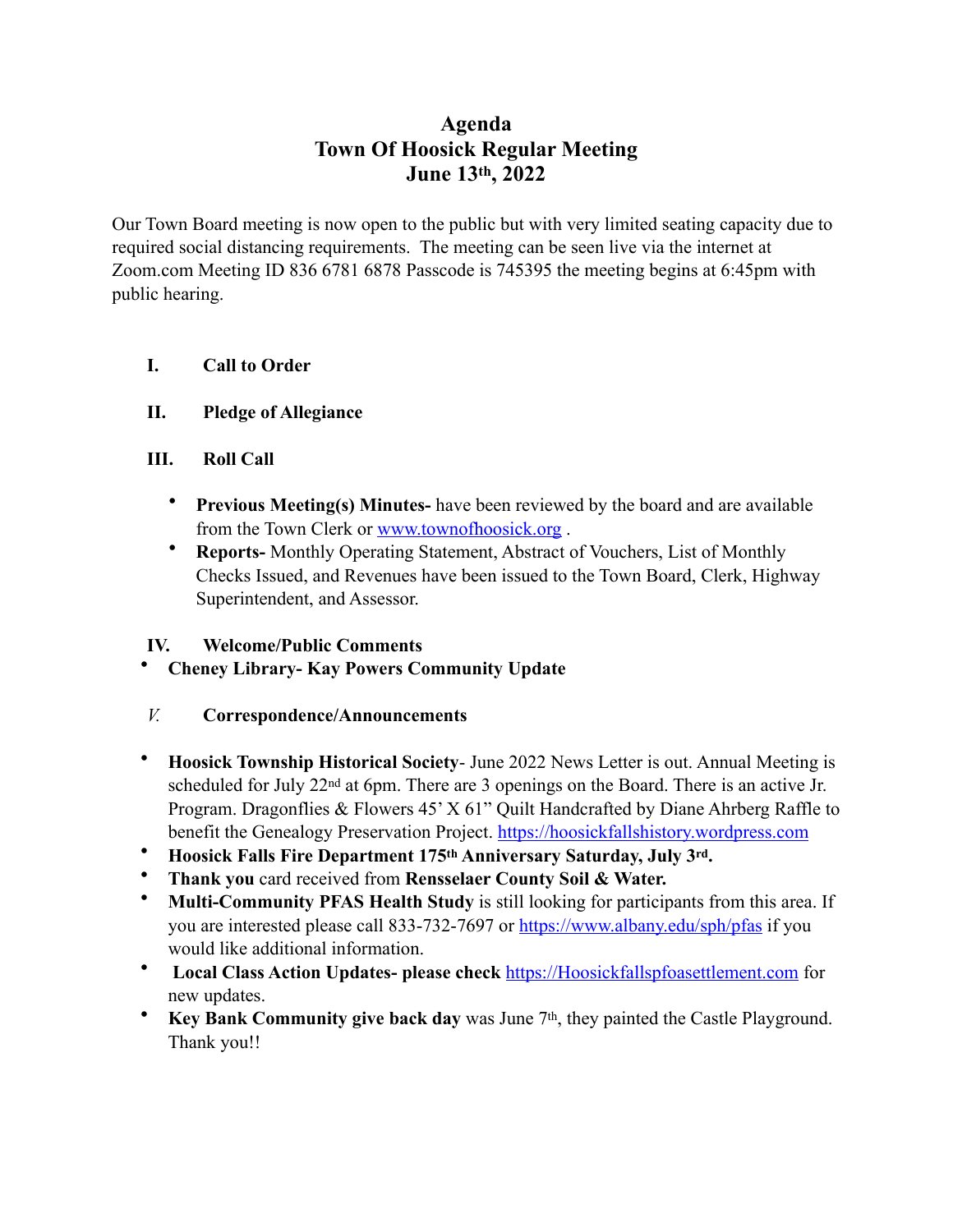# Agenda
## Town Of Hoosick Regular Meeting
## June 13th, 2022

Our Town Board meeting is now open to the public but with very limited seating capacity due to required social distancing requirements. The meeting can be seen live via the internet at Zoom.com Meeting ID 836 6781 6878 Passcode is 745395 the meeting begins at 6:45pm with public hearing.

**I. Call to Order**

**II. Pledge of Allegiance**

**III. Roll Call**

- **Previous Meeting(s) Minutes-** have been reviewed by the board and are available from the Town Clerk or www.townofhoosick.org .
- **Reports-** Monthly Operating Statement, Abstract of Vouchers, List of Monthly Checks Issued, and Revenues have been issued to the Town Board, Clerk, Highway Superintendent, and Assessor.

**IV. Welcome/Public Comments**

- **Cheney Library- Kay Powers Community Update**

**V. Correspondence/Announcements**

- **Hoosick Township Historical Society**- June 2022 News Letter is out. Annual Meeting is scheduled for July 22nd at 6pm. There are 3 openings on the Board. There is an active Jr. Program. Dragonflies & Flowers 45' X 61" Quilt Handcrafted by Diane Ahrberg Raffle to benefit the Genealogy Preservation Project. https://hoosickfallshistory.wordpress.com
- **Hoosick Falls Fire Department 175th Anniversary Saturday, July 3rd.**
- **Thank you** card received from **Rensselaer County Soil & Water.**
- **Multi-Community PFAS Health Study** is still looking for participants from this area. If you are interested please call 833-732-7697 or https://www.albany.edu/sph/pfas if you would like additional information.
- **Local Class Action Updates- please check** https://Hoosickfallspfoasettlement.com for new updates.
- **Key Bank Community give back day** was June 7th, they painted the Castle Playground. Thank you!!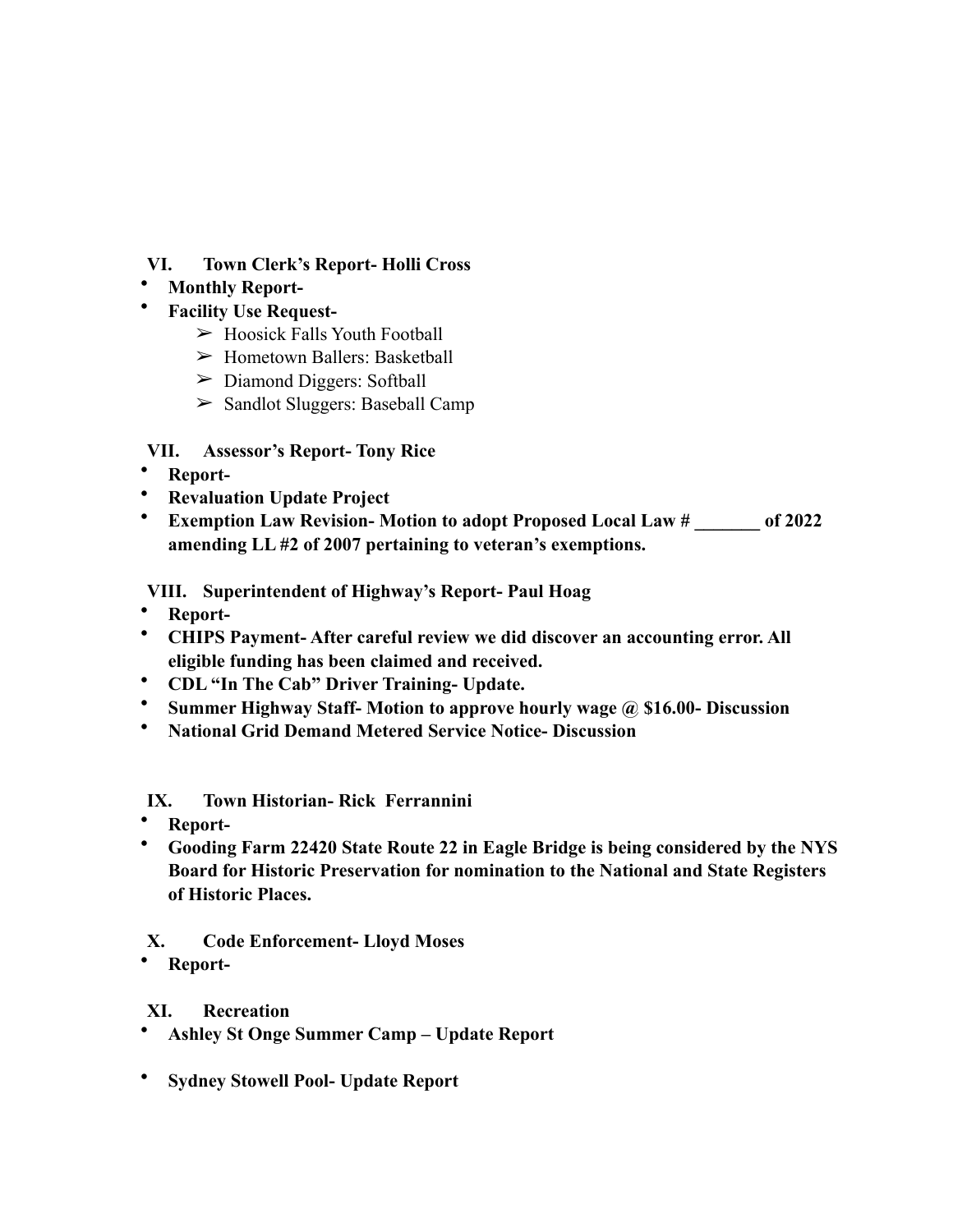## VI. Town Clerk's Report- Holli Cross

- **Monthly Report-**
- **Facility Use Request-**
  - ➢ Hoosick Falls Youth Football
  - ➢ Hometown Ballers: Basketball
  - ➢ Diamond Diggers: Softball
  - ➢ Sandlot Sluggers: Baseball Camp

## VII. Assessor's Report- Tony Rice

- **Report-**
- **Revaluation Update Project**
- **Exemption Law Revision- Motion to adopt Proposed Local Law # _______ of 2022 amending LL #2 of 2007 pertaining to veteran's exemptions.**

## VIII. Superintendent of Highway's Report- Paul Hoag

- **Report-**
- **CHIPS Payment- After careful review we did discover an accounting error. All eligible funding has been claimed and received.**
- **CDL "In The Cab" Driver Training- Update.**
- **Summer Highway Staff- Motion to approve hourly wage @ $16.00- Discussion**
- **National Grid Demand Metered Service Notice- Discussion**

## IX. Town Historian- Rick Ferrannini

- **Report-**
- **Gooding Farm 22420 State Route 22 in Eagle Bridge is being considered by the NYS Board for Historic Preservation for nomination to the National and State Registers of Historic Places.**

## X. Code Enforcement- Lloyd Moses

- **Report-**

## XI. Recreation

- **Ashley St Onge Summer Camp – Update Report**

- **Sydney Stowell Pool- Update Report**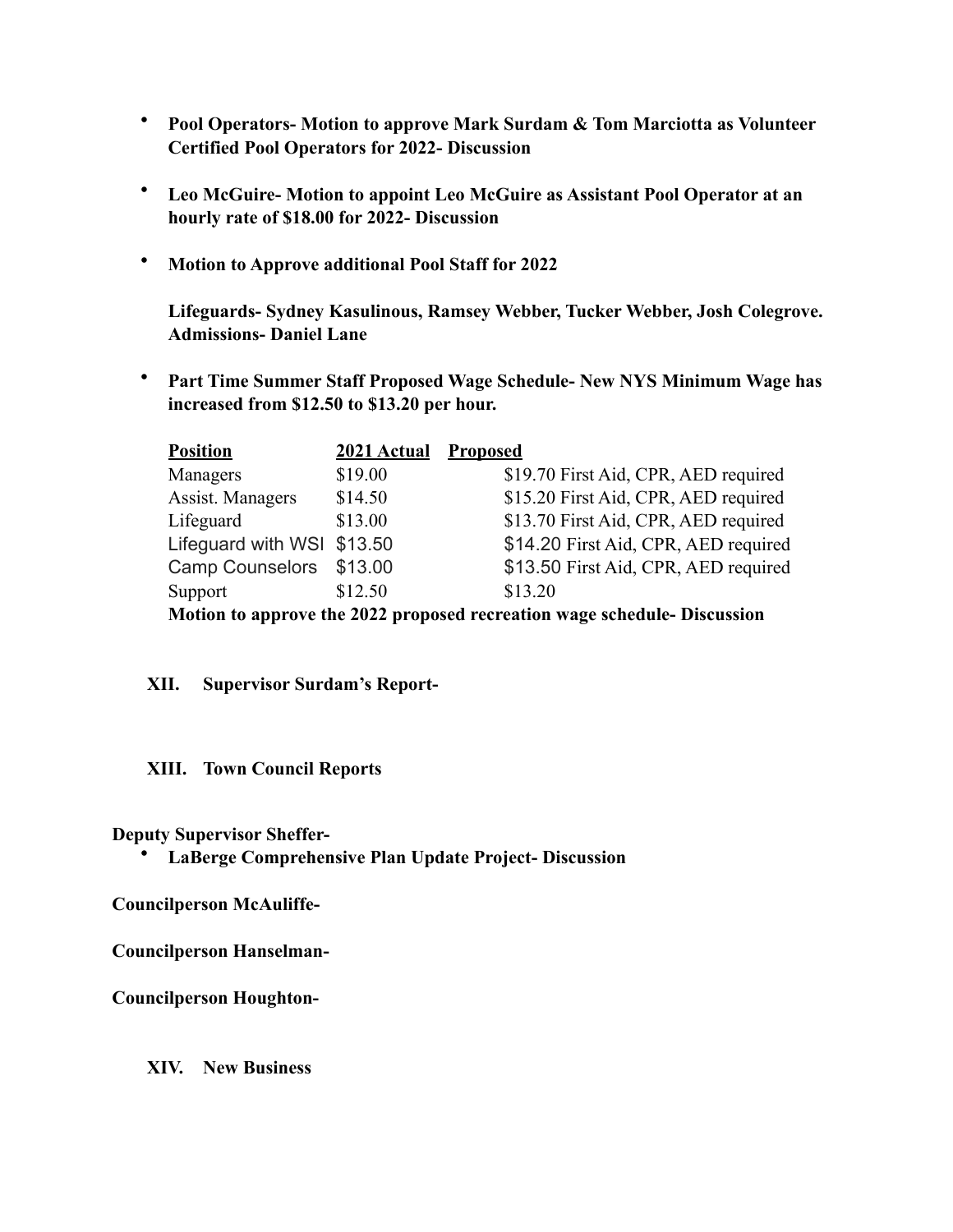- **Pool Operators- Motion to approve Mark Surdam & Tom Marciotta as Volunteer Certified Pool Operators for 2022- Discussion**

- **Leo McGuire- Motion to appoint Leo McGuire as Assistant Pool Operator at an hourly rate of $18.00 for 2022- Discussion**

- **Motion to Approve additional Pool Staff for 2022**

  **Lifeguards- Sydney Kasulinous, Ramsey Webber, Tucker Webber, Josh Colegrove. Admissions- Daniel Lane**

- **Part Time Summer Staff Proposed Wage Schedule- New NYS Minimum Wage has increased from $12.50 to $13.20 per hour.**

| Position | 2021 Actual | Proposed |
|---|---|---|
| Managers | $19.00 | $19.70 First Aid, CPR, AED required |
| Assist. Managers | $14.50 | $15.20 First Aid, CPR, AED required |
| Lifeguard | $13.00 | $13.70 First Aid, CPR, AED required |
| Lifeguard with WSI | $13.50 | $14.20 First Aid, CPR, AED required |
| Camp Counselors | $13.00 | $13.50 First Aid, CPR, AED required |
| Support | $12.50 | $13.20 |

  **Motion to approve the 2022 proposed recreation wage schedule- Discussion**

## XII. Supervisor Surdam's Report-

## XIII. Town Council Reports

**Deputy Supervisor Sheffer-**

- **LaBerge Comprehensive Plan Update Project- Discussion**

**Councilperson McAuliffe-**

**Councilperson Hanselman-**

**Councilperson Houghton-**

## XIV. New Business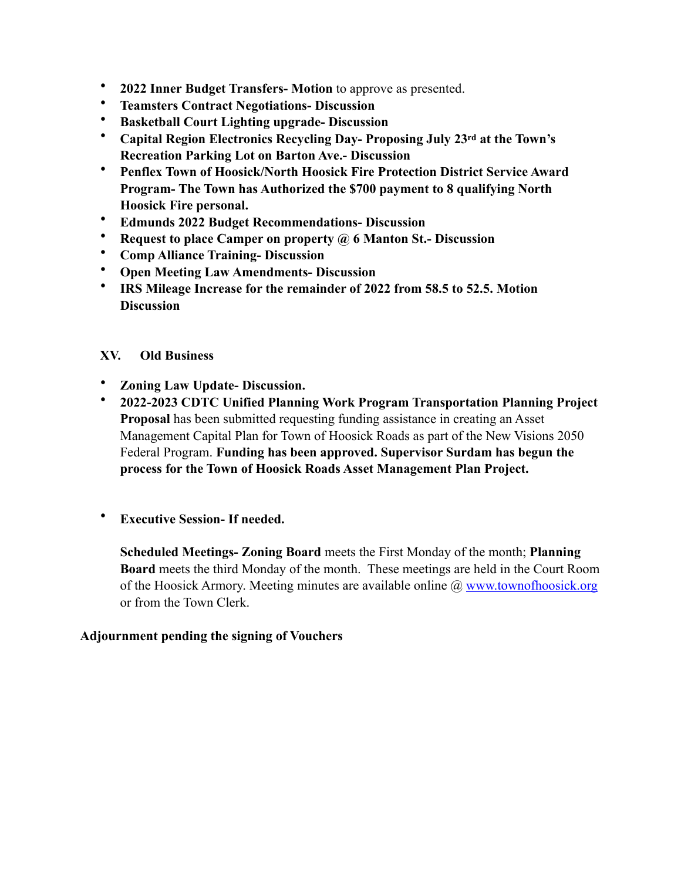- **2022 Inner Budget Transfers- Motion** to approve as presented.
- **Teamsters Contract Negotiations- Discussion**
- **Basketball Court Lighting upgrade- Discussion**
- **Capital Region Electronics Recycling Day- Proposing July 23rd at the Town's Recreation Parking Lot on Barton Ave.- Discussion**
- **Penflex Town of Hoosick/North Hoosick Fire Protection District Service Award Program- The Town has Authorized the $700 payment to 8 qualifying North Hoosick Fire personal.**
- **Edmunds 2022 Budget Recommendations- Discussion**
- **Request to place Camper on property @ 6 Manton St.- Discussion**
- **Comp Alliance Training- Discussion**
- **Open Meeting Law Amendments- Discussion**
- **IRS Mileage Increase for the remainder of 2022 from 58.5 to 52.5. Motion Discussion**

## XV. Old Business

- **Zoning Law Update- Discussion.**
- **2022-2023 CDTC Unified Planning Work Program Transportation Planning Project Proposal** has been submitted requesting funding assistance in creating an Asset Management Capital Plan for Town of Hoosick Roads as part of the New Visions 2050 Federal Program. **Funding has been approved. Supervisor Surdam has begun the process for the Town of Hoosick Roads Asset Management Plan Project.**

- **Executive Session- If needed.**

  **Scheduled Meetings- Zoning Board** meets the First Monday of the month; **Planning Board** meets the third Monday of the month. These meetings are held in the Court Room of the Hoosick Armory. Meeting minutes are available online @ www.townofhoosick.org or from the Town Clerk.

**Adjournment pending the signing of Vouchers**